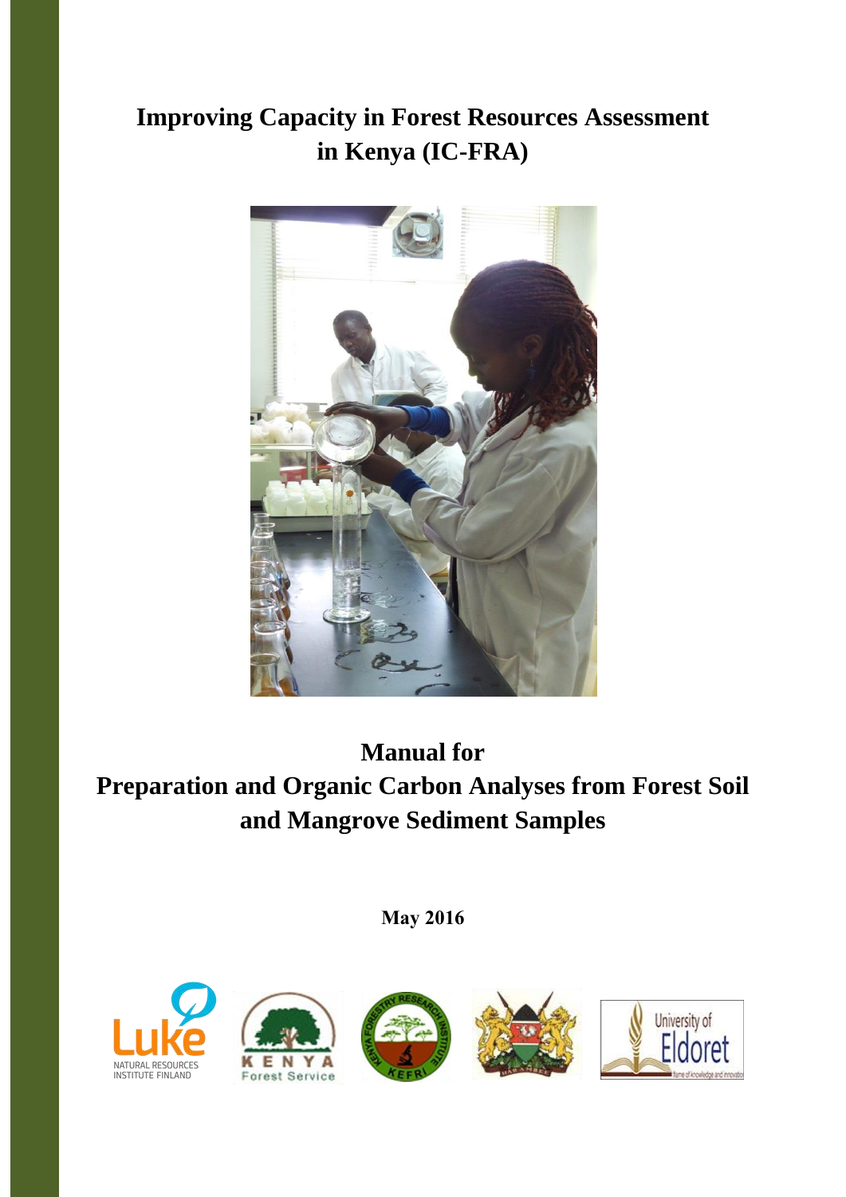# Improving Capacity in Forest Resources Assessment in Kenya (IC-FRA)

## Manual for Preparation and Organic Carbon Analyses from Forest Soil and Mangrove Sediment Samples

**May 2016**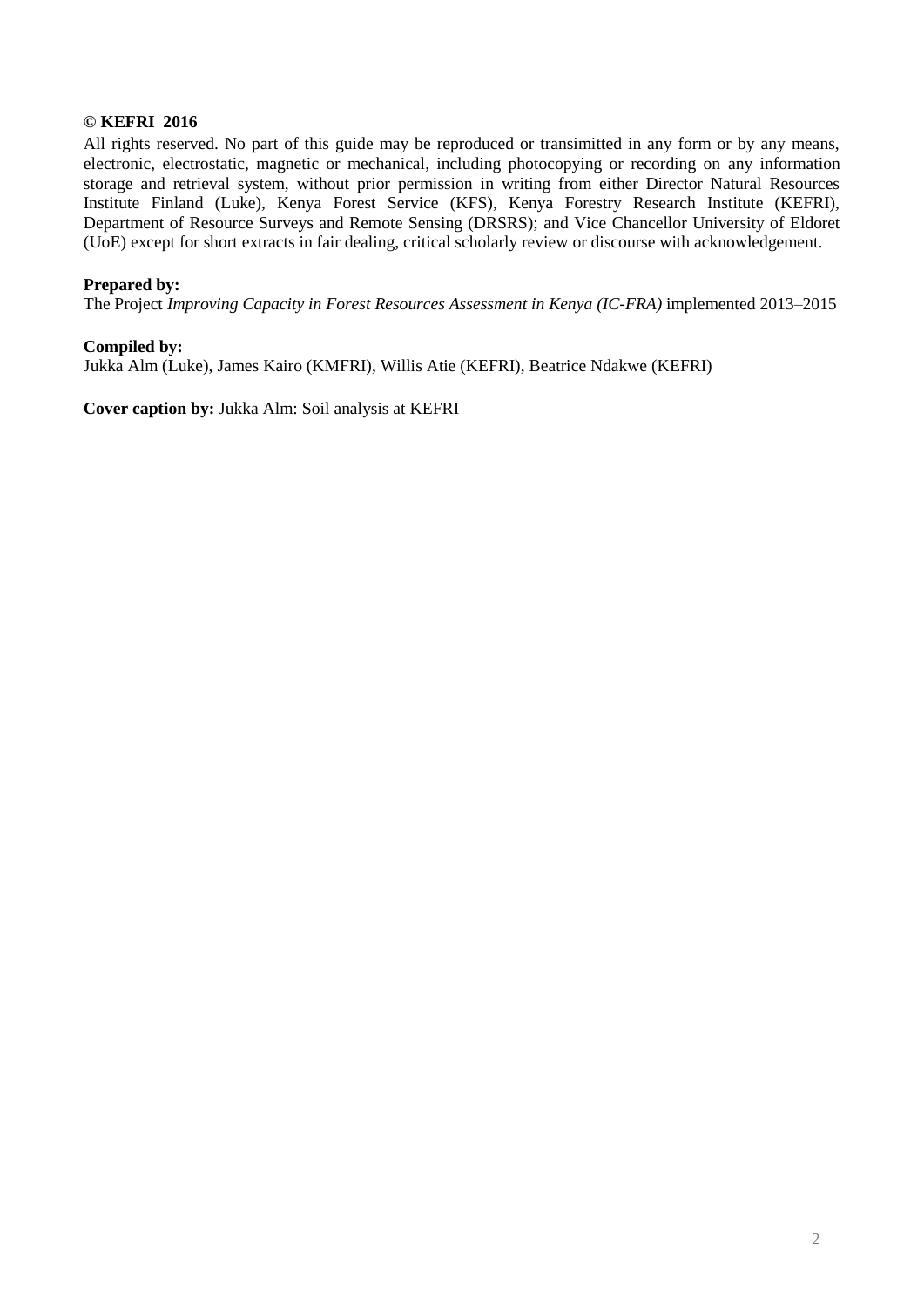**© KEFRI 2016**

All rights reserved. No part of this guide may be reproduced or transimitted in any form or by any means, electronic, electrostatic, magnetic or mechanical, including photocopying or recording on any information storage and retrieval system, without prior permission in writing from either Director Natural Resources Institute Finland (Luke), Kenya Forest Service (KFS), Kenya Forestry Research Institute (KEFRI), Department of Resource Surveys and Remote Sensing (DRSRS); and Vice Chancellor University of Eldoret (UoE) except for short extracts in fair dealing, critical scholarly review or discourse with acknowledgement.

**Prepared by:**
The Project *Improving Capacity in Forest Resources Assessment in Kenya (IC-FRA)* implemented 2013–2015

**Compiled by:**
Jukka Alm (Luke), James Kairo (KMFRI), Willis Atie (KEFRI), Beatrice Ndakwe (KEFRI)

**Cover caption by:** Jukka Alm: Soil analysis at KEFRI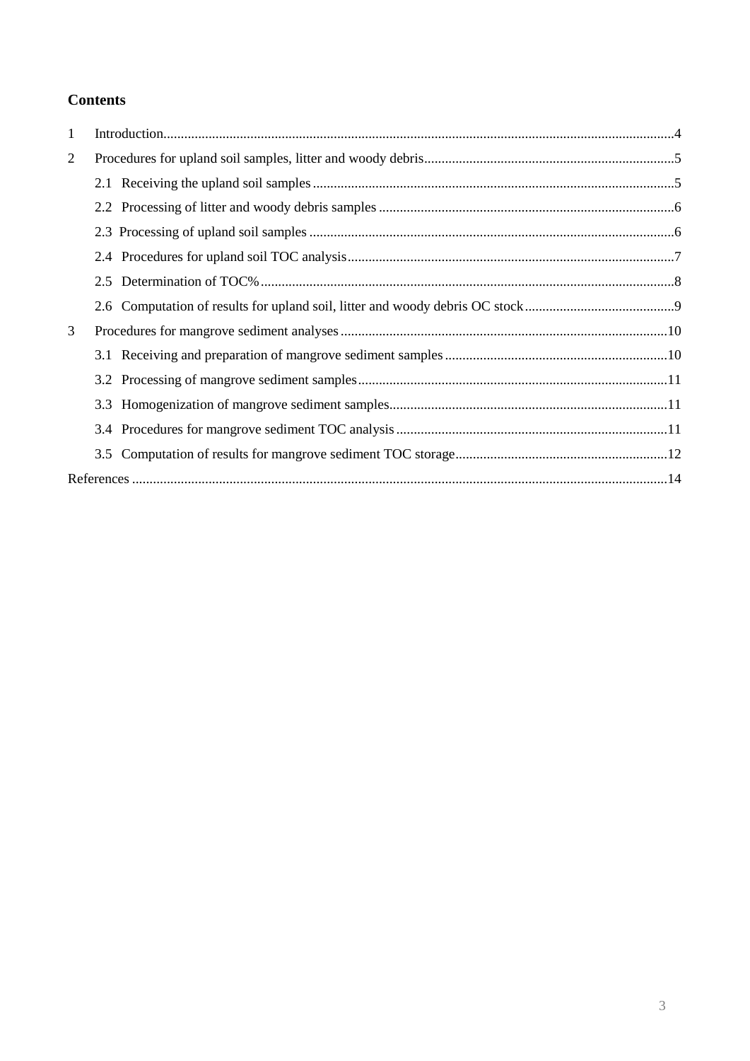## Contents

1 Introduction....4

2 Procedures for upland soil samples, litter and woody debris....5

- 2.1 Receiving the upland soil samples....5
- 2.2 Processing of litter and woody debris samples....6
- 2.3 Processing of upland soil samples....6
- 2.4 Procedures for upland soil TOC analysis....7
- 2.5 Determination of TOC%....8
- 2.6 Computation of results for upland soil, litter and woody debris OC stock....9

3 Procedures for mangrove sediment analyses....10

- 3.1 Receiving and preparation of mangrove sediment samples....10
- 3.2 Processing of mangrove sediment samples....11
- 3.3 Homogenization of mangrove sediment samples....11
- 3.4 Procedures for mangrove sediment TOC analysis....11
- 3.5 Computation of results for mangrove sediment TOC storage....12

References....14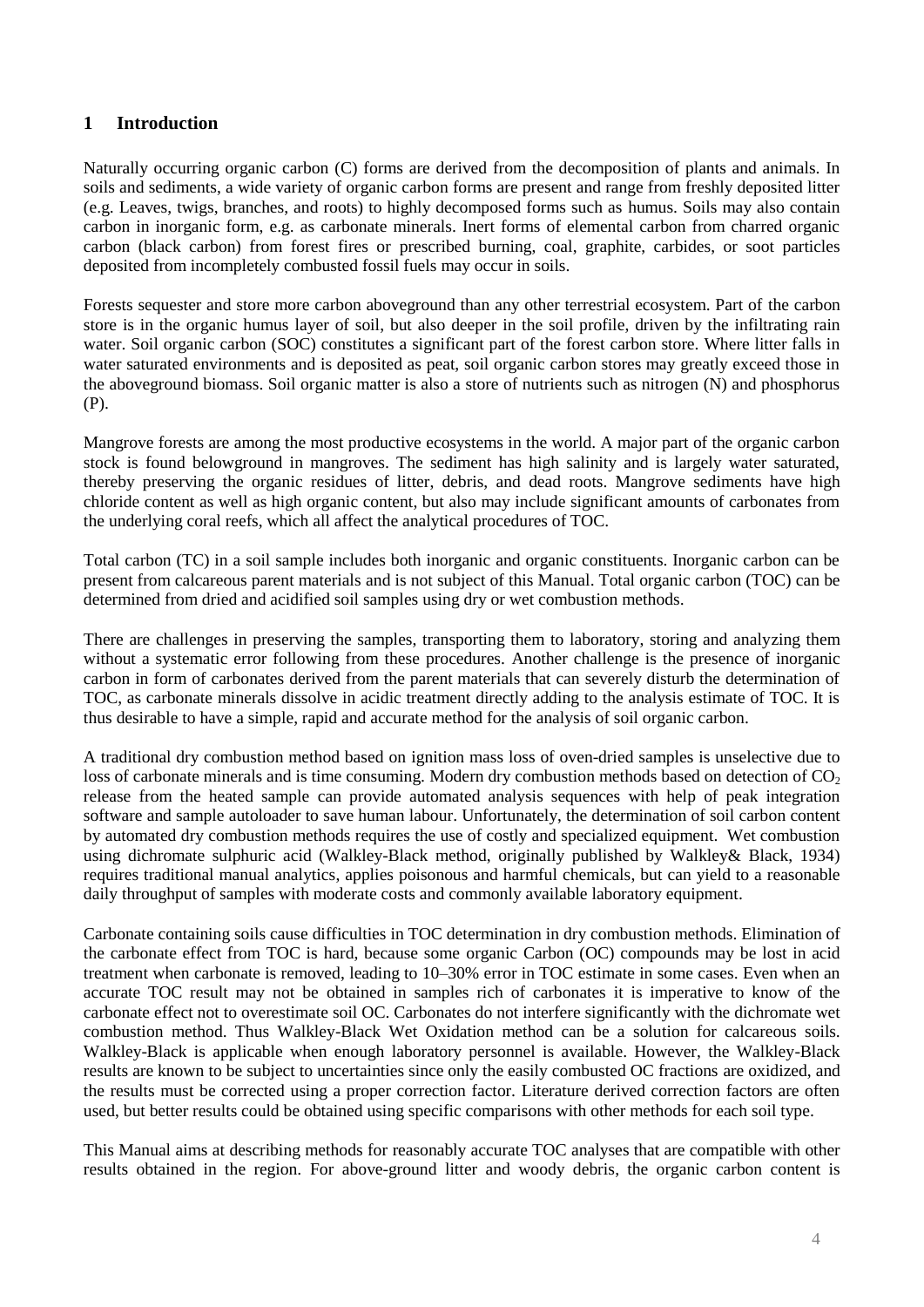## 1 Introduction

Naturally occurring organic carbon (C) forms are derived from the decomposition of plants and animals. In soils and sediments, a wide variety of organic carbon forms are present and range from freshly deposited litter (e.g. Leaves, twigs, branches, and roots) to highly decomposed forms such as humus. Soils may also contain carbon in inorganic form, e.g. as carbonate minerals. Inert forms of elemental carbon from charred organic carbon (black carbon) from forest fires or prescribed burning, coal, graphite, carbides, or soot particles deposited from incompletely combusted fossil fuels may occur in soils.

Forests sequester and store more carbon aboveground than any other terrestrial ecosystem. Part of the carbon store is in the organic humus layer of soil, but also deeper in the soil profile, driven by the infiltrating rain water. Soil organic carbon (SOC) constitutes a significant part of the forest carbon store. Where litter falls in water saturated environments and is deposited as peat, soil organic carbon stores may greatly exceed those in the aboveground biomass. Soil organic matter is also a store of nutrients such as nitrogen (N) and phosphorus (P).

Mangrove forests are among the most productive ecosystems in the world. A major part of the organic carbon stock is found belowground in mangroves. The sediment has high salinity and is largely water saturated, thereby preserving the organic residues of litter, debris, and dead roots. Mangrove sediments have high chloride content as well as high organic content, but also may include significant amounts of carbonates from the underlying coral reefs, which all affect the analytical procedures of TOC.

Total carbon (TC) in a soil sample includes both inorganic and organic constituents. Inorganic carbon can be present from calcareous parent materials and is not subject of this Manual. Total organic carbon (TOC) can be determined from dried and acidified soil samples using dry or wet combustion methods.

There are challenges in preserving the samples, transporting them to laboratory, storing and analyzing them without a systematic error following from these procedures. Another challenge is the presence of inorganic carbon in form of carbonates derived from the parent materials that can severely disturb the determination of TOC, as carbonate minerals dissolve in acidic treatment directly adding to the analysis estimate of TOC. It is thus desirable to have a simple, rapid and accurate method for the analysis of soil organic carbon.

A traditional dry combustion method based on ignition mass loss of oven-dried samples is unselective due to loss of carbonate minerals and is time consuming. Modern dry combustion methods based on detection of $CO_2$ release from the heated sample can provide automated analysis sequences with help of peak integration software and sample autoloader to save human labour. Unfortunately, the determination of soil carbon content by automated dry combustion methods requires the use of costly and specialized equipment. Wet combustion using dichromate sulphuric acid (Walkley-Black method, originally published by Walkley& Black, 1934) requires traditional manual analytics, applies poisonous and harmful chemicals, but can yield to a reasonable daily throughput of samples with moderate costs and commonly available laboratory equipment.

Carbonate containing soils cause difficulties in TOC determination in dry combustion methods. Elimination of the carbonate effect from TOC is hard, because some organic Carbon (OC) compounds may be lost in acid treatment when carbonate is removed, leading to 10–30% error in TOC estimate in some cases. Even when an accurate TOC result may not be obtained in samples rich of carbonates it is imperative to know of the carbonate effect not to overestimate soil OC. Carbonates do not interfere significantly with the dichromate wet combustion method. Thus Walkley-Black Wet Oxidation method can be a solution for calcareous soils. Walkley-Black is applicable when enough laboratory personnel is available. However, the Walkley-Black results are known to be subject to uncertainties since only the easily combusted OC fractions are oxidized, and the results must be corrected using a proper correction factor. Literature derived correction factors are often used, but better results could be obtained using specific comparisons with other methods for each soil type.

This Manual aims at describing methods for reasonably accurate TOC analyses that are compatible with other results obtained in the region. For above-ground litter and woody debris, the organic carbon content is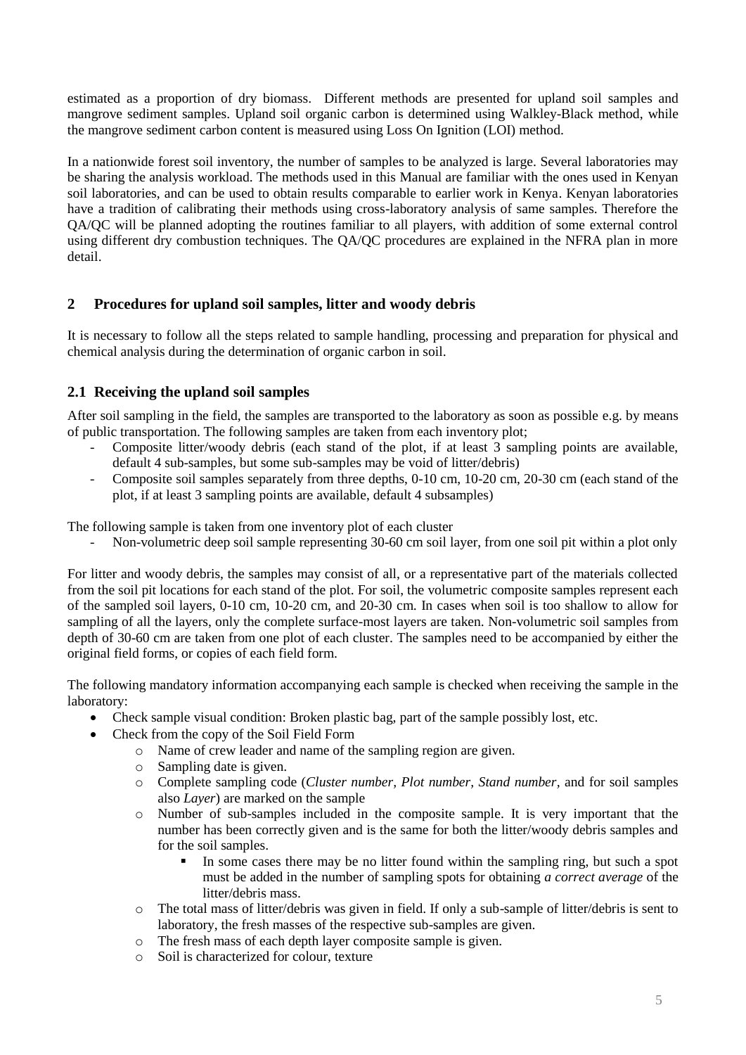estimated as a proportion of dry biomass. Different methods are presented for upland soil samples and mangrove sediment samples. Upland soil organic carbon is determined using Walkley-Black method, while the mangrove sediment carbon content is measured using Loss On Ignition (LOI) method.

In a nationwide forest soil inventory, the number of samples to be analyzed is large. Several laboratories may be sharing the analysis workload. The methods used in this Manual are familiar with the ones used in Kenyan soil laboratories, and can be used to obtain results comparable to earlier work in Kenya. Kenyan laboratories have a tradition of calibrating their methods using cross-laboratory analysis of same samples. Therefore the QA/QC will be planned adopting the routines familiar to all players, with addition of some external control using different dry combustion techniques. The QA/QC procedures are explained in the NFRA plan in more detail.

## 2 Procedures for upland soil samples, litter and woody debris

It is necessary to follow all the steps related to sample handling, processing and preparation for physical and chemical analysis during the determination of organic carbon in soil.

### 2.1 Receiving the upland soil samples

After soil sampling in the field, the samples are transported to the laboratory as soon as possible e.g. by means of public transportation. The following samples are taken from each inventory plot;

- Composite litter/woody debris (each stand of the plot, if at least 3 sampling points are available, default 4 sub-samples, but some sub-samples may be void of litter/debris)
- Composite soil samples separately from three depths, 0-10 cm, 10-20 cm, 20-30 cm (each stand of the plot, if at least 3 sampling points are available, default 4 subsamples)

The following sample is taken from one inventory plot of each cluster

- Non-volumetric deep soil sample representing 30-60 cm soil layer, from one soil pit within a plot only

For litter and woody debris, the samples may consist of all, or a representative part of the materials collected from the soil pit locations for each stand of the plot. For soil, the volumetric composite samples represent each of the sampled soil layers, 0-10 cm, 10-20 cm, and 20-30 cm. In cases when soil is too shallow to allow for sampling of all the layers, only the complete surface-most layers are taken. Non-volumetric soil samples from depth of 30-60 cm are taken from one plot of each cluster. The samples need to be accompanied by either the original field forms, or copies of each field form.

The following mandatory information accompanying each sample is checked when receiving the sample in the laboratory:

- Check sample visual condition: Broken plastic bag, part of the sample possibly lost, etc.
- Check from the copy of the Soil Field Form
  - Name of crew leader and name of the sampling region are given.
  - Sampling date is given.
  - Complete sampling code (*Cluster number, Plot number, Stand number*, and for soil samples also *Layer*) are marked on the sample
  - Number of sub-samples included in the composite sample. It is very important that the number has been correctly given and is the same for both the litter/woody debris samples and for the soil samples.
    - In some cases there may be no litter found within the sampling ring, but such a spot must be added in the number of sampling spots for obtaining *a correct average* of the litter/debris mass.
  - The total mass of litter/debris was given in field. If only a sub-sample of litter/debris is sent to laboratory, the fresh masses of the respective sub-samples are given.
  - The fresh mass of each depth layer composite sample is given.
  - Soil is characterized for colour, texture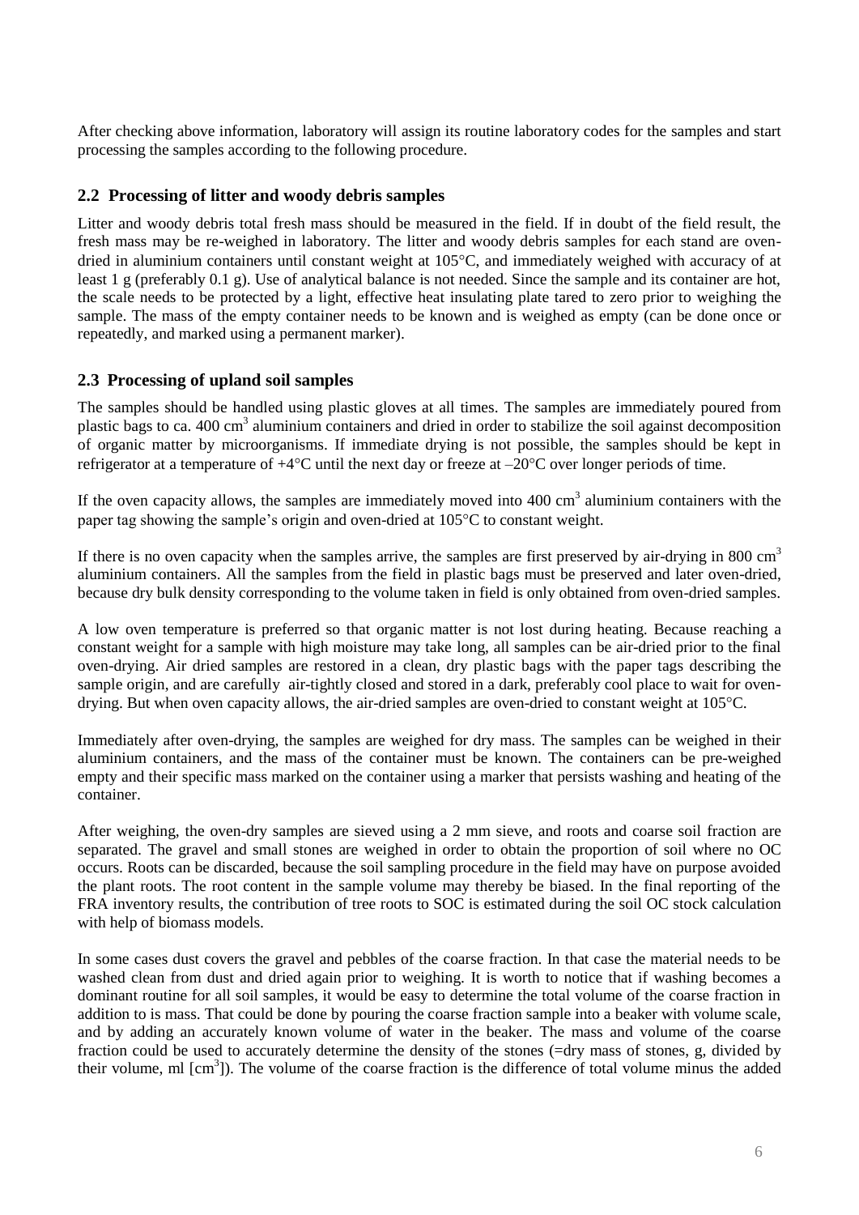After checking above information, laboratory will assign its routine laboratory codes for the samples and start processing the samples according to the following procedure.

## 2.2 Processing of litter and woody debris samples

Litter and woody debris total fresh mass should be measured in the field. If in doubt of the field result, the fresh mass may be re-weighed in laboratory. The litter and woody debris samples for each stand are oven-dried in aluminium containers until constant weight at 105°C, and immediately weighed with accuracy of at least 1 g (preferably 0.1 g). Use of analytical balance is not needed. Since the sample and its container are hot, the scale needs to be protected by a light, effective heat insulating plate tared to zero prior to weighing the sample. The mass of the empty container needs to be known and is weighed as empty (can be done once or repeatedly, and marked using a permanent marker).

## 2.3 Processing of upland soil samples

The samples should be handled using plastic gloves at all times. The samples are immediately poured from plastic bags to ca. 400 $cm^3$ aluminium containers and dried in order to stabilize the soil against decomposition of organic matter by microorganisms. If immediate drying is not possible, the samples should be kept in refrigerator at a temperature of +4°C until the next day or freeze at –20°C over longer periods of time.

If the oven capacity allows, the samples are immediately moved into 400 $cm^3$ aluminium containers with the paper tag showing the sample's origin and oven-dried at 105°C to constant weight.

If there is no oven capacity when the samples arrive, the samples are first preserved by air-drying in 800 $cm^3$ aluminium containers. All the samples from the field in plastic bags must be preserved and later oven-dried, because dry bulk density corresponding to the volume taken in field is only obtained from oven-dried samples.

A low oven temperature is preferred so that organic matter is not lost during heating. Because reaching a constant weight for a sample with high moisture may take long, all samples can be air-dried prior to the final oven-drying. Air dried samples are restored in a clean, dry plastic bags with the paper tags describing the sample origin, and are carefully air-tightly closed and stored in a dark, preferably cool place to wait for oven-drying. But when oven capacity allows, the air-dried samples are oven-dried to constant weight at 105°C.

Immediately after oven-drying, the samples are weighed for dry mass. The samples can be weighed in their aluminium containers, and the mass of the container must be known. The containers can be pre-weighed empty and their specific mass marked on the container using a marker that persists washing and heating of the container.

After weighing, the oven-dry samples are sieved using a 2 mm sieve, and roots and coarse soil fraction are separated. The gravel and small stones are weighed in order to obtain the proportion of soil where no OC occurs. Roots can be discarded, because the soil sampling procedure in the field may have on purpose avoided the plant roots. The root content in the sample volume may thereby be biased. In the final reporting of the FRA inventory results, the contribution of tree roots to SOC is estimated during the soil OC stock calculation with help of biomass models.

In some cases dust covers the gravel and pebbles of the coarse fraction. In that case the material needs to be washed clean from dust and dried again prior to weighing. It is worth to notice that if washing becomes a dominant routine for all soil samples, it would be easy to determine the total volume of the coarse fraction in addition to is mass. That could be done by pouring the coarse fraction sample into a beaker with volume scale, and by adding an accurately known volume of water in the beaker. The mass and volume of the coarse fraction could be used to accurately determine the density of the stones (=dry mass of stones, g, divided by their volume, ml [$cm^3$]). The volume of the coarse fraction is the difference of total volume minus the added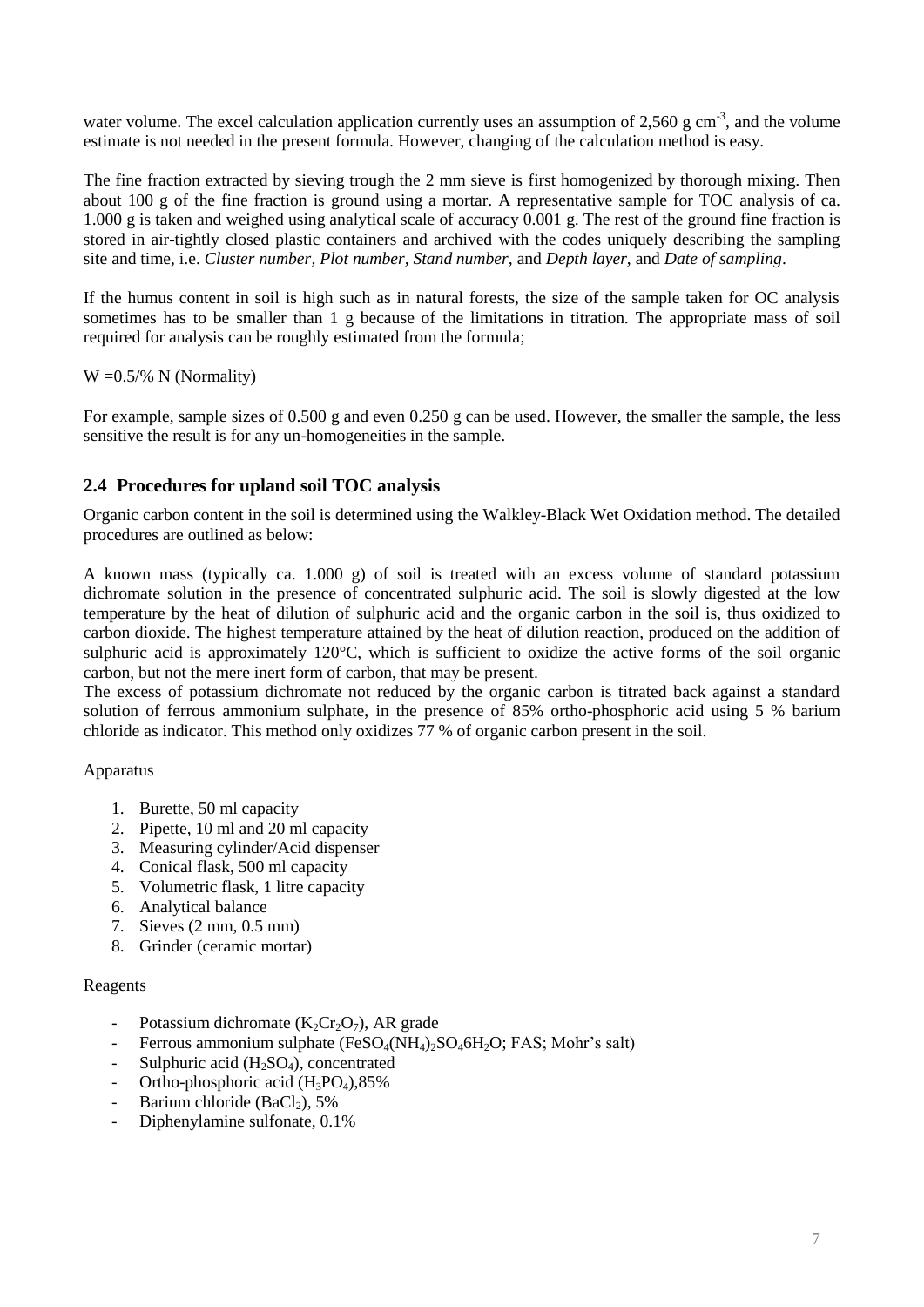water volume. The excel calculation application currently uses an assumption of 2,560 g $cm^{-3}$, and the volume estimate is not needed in the present formula. However, changing of the calculation method is easy.

The fine fraction extracted by sieving trough the 2 mm sieve is first homogenized by thorough mixing. Then about 100 g of the fine fraction is ground using a mortar. A representative sample for TOC analysis of ca. 1.000 g is taken and weighed using analytical scale of accuracy 0.001 g. The rest of the ground fine fraction is stored in air-tightly closed plastic containers and archived with the codes uniquely describing the sampling site and time, i.e. *Cluster number, Plot number, Stand number*, and *Depth layer*, and *Date of sampling*.

If the humus content in soil is high such as in natural forests, the size of the sample taken for OC analysis sometimes has to be smaller than 1 g because of the limitations in titration. The appropriate mass of soil required for analysis can be roughly estimated from the formula;

W =0.5/% N (Normality)

For example, sample sizes of 0.500 g and even 0.250 g can be used. However, the smaller the sample, the less sensitive the result is for any un-homogeneities in the sample.

## 2.4 Procedures for upland soil TOC analysis

Organic carbon content in the soil is determined using the Walkley-Black Wet Oxidation method. The detailed procedures are outlined as below:

A known mass (typically ca. 1.000 g) of soil is treated with an excess volume of standard potassium dichromate solution in the presence of concentrated sulphuric acid. The soil is slowly digested at the low temperature by the heat of dilution of sulphuric acid and the organic carbon in the soil is, thus oxidized to carbon dioxide. The highest temperature attained by the heat of dilution reaction, produced on the addition of sulphuric acid is approximately 120°C, which is sufficient to oxidize the active forms of the soil organic carbon, but not the mere inert form of carbon, that may be present.
The excess of potassium dichromate not reduced by the organic carbon is titrated back against a standard solution of ferrous ammonium sulphate, in the presence of 85% ortho-phosphoric acid using 5 % barium chloride as indicator. This method only oxidizes 77 % of organic carbon present in the soil.

Apparatus

1. Burette, 50 ml capacity
2. Pipette, 10 ml and 20 ml capacity
3. Measuring cylinder/Acid dispenser
4. Conical flask, 500 ml capacity
5. Volumetric flask, 1 litre capacity
6. Analytical balance
7. Sieves (2 mm, 0.5 mm)
8. Grinder (ceramic mortar)

Reagents

- Potassium dichromate ($K_2Cr_2O_7$), AR grade
- Ferrous ammonium sulphate ($FeSO_4(NH_4)_2SO_46H_2O$; FAS; Mohr's salt)
- Sulphuric acid ($H_2SO_4$), concentrated
- Ortho-phosphoric acid ($H_3PO_4$),85%
- Barium chloride ($BaCl_2$), 5%
- Diphenylamine sulfonate, 0.1%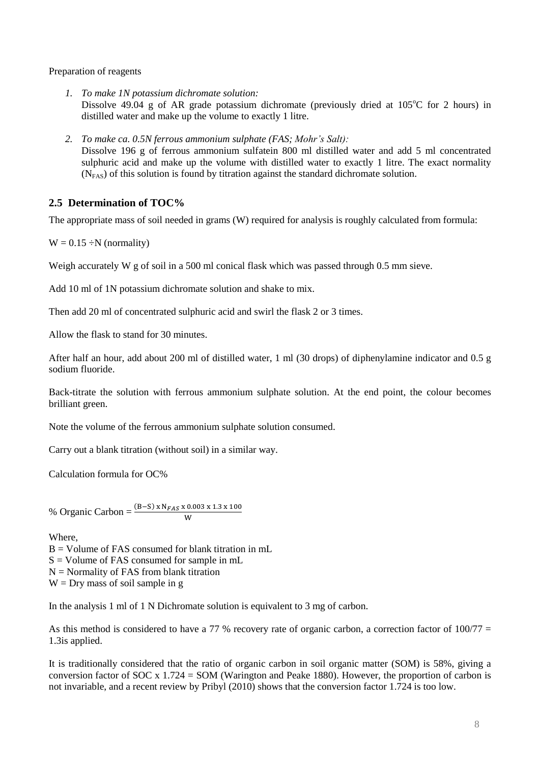Preparation of reagents

1. *To make 1N potassium dichromate solution:*
   Dissolve 49.04 g of AR grade potassium dichromate (previously dried at 105$^{o}$C for 2 hours) in distilled water and make up the volume to exactly 1 litre.

2. *To make ca. 0.5N ferrous ammonium sulphate (FAS; Mohr's Salt):*
   Dissolve 196 g of ferrous ammonium sulfatein 800 ml distilled water and add 5 ml concentrated sulphuric acid and make up the volume with distilled water to exactly 1 litre. The exact normality ($N_{FAS}$) of this solution is found by titration against the standard dichromate solution.

## 2.5 Determination of TOC%

The appropriate mass of soil needed in grams (W) required for analysis is roughly calculated from formula:

$W = 0.15 \div N$ (normality)

Weigh accurately W g of soil in a 500 ml conical flask which was passed through 0.5 mm sieve.

Add 10 ml of 1N potassium dichromate solution and shake to mix.

Then add 20 ml of concentrated sulphuric acid and swirl the flask 2 or 3 times.

Allow the flask to stand for 30 minutes.

After half an hour, add about 200 ml of distilled water, 1 ml (30 drops) of diphenylamine indicator and 0.5 g sodium fluoride.

Back-titrate the solution with ferrous ammonium sulphate solution. At the end point, the colour becomes brilliant green.

Note the volume of the ferrous ammonium sulphate solution consumed.

Carry out a blank titration (without soil) in a similar way.

Calculation formula for OC%

$$\% \text{ Organic Carbon} = \frac{(B - S) \times N_{FAS} \times 0.003 \times 1.3 \times 100}{W}$$

Where,
B = Volume of FAS consumed for blank titration in mL
S = Volume of FAS consumed for sample in mL
N = Normality of FAS from blank titration
W = Dry mass of soil sample in g

In the analysis 1 ml of 1 N Dichromate solution is equivalent to 3 mg of carbon.

As this method is considered to have a 77 % recovery rate of organic carbon, a correction factor of 100/77 = 1.3is applied.

It is traditionally considered that the ratio of organic carbon in soil organic matter (SOM) is 58%, giving a conversion factor of SOC x 1.724 = SOM (Warington and Peake 1880). However, the proportion of carbon is not invariable, and a recent review by Pribyl (2010) shows that the conversion factor 1.724 is too low.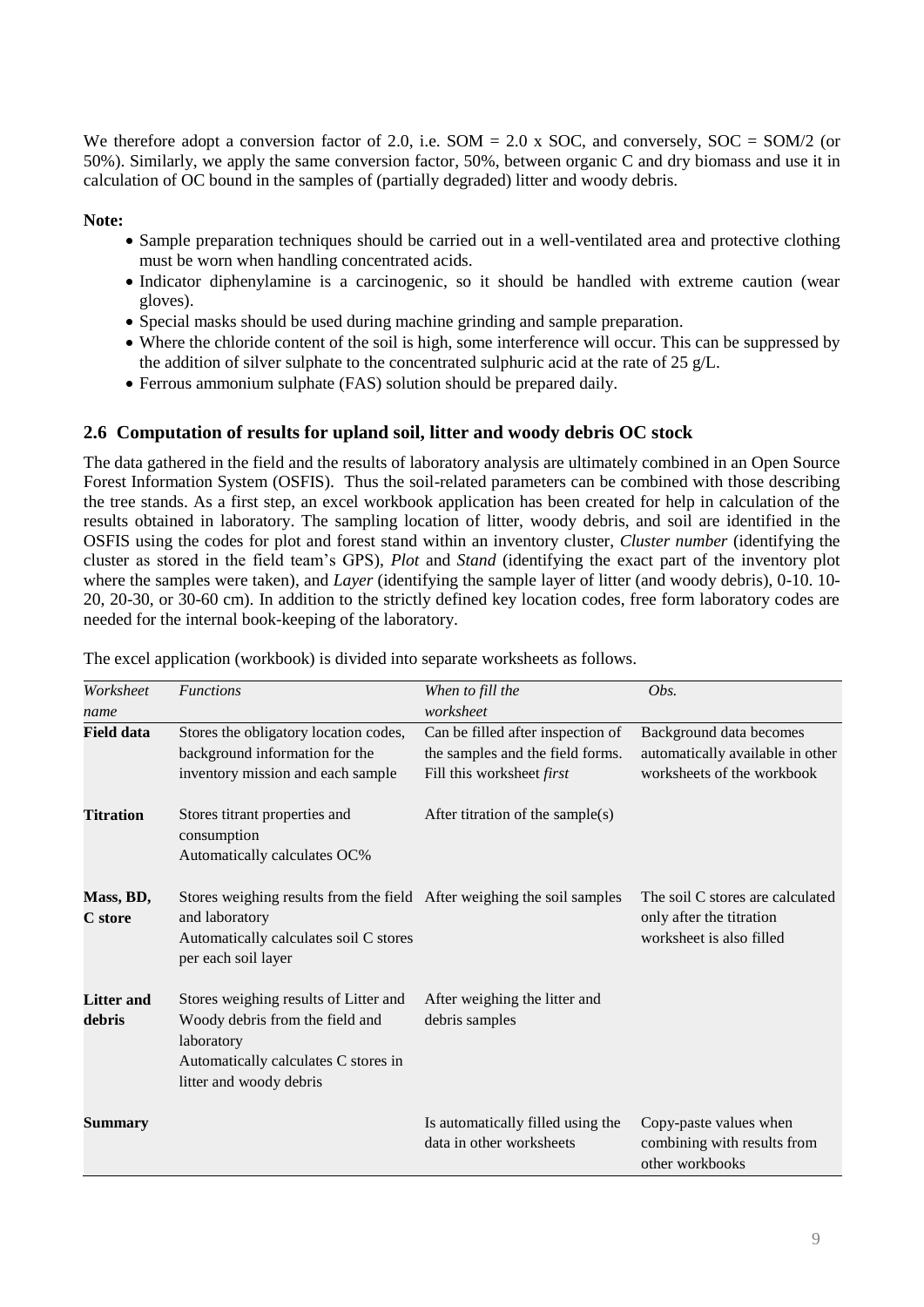We therefore adopt a conversion factor of 2.0, i.e. SOM = 2.0 x SOC, and conversely, SOC = SOM/2 (or 50%). Similarly, we apply the same conversion factor, 50%, between organic C and dry biomass and use it in calculation of OC bound in the samples of (partially degraded) litter and woody debris.

**Note:**

- Sample preparation techniques should be carried out in a well-ventilated area and protective clothing must be worn when handling concentrated acids.
- Indicator diphenylamine is a carcinogenic, so it should be handled with extreme caution (wear gloves).
- Special masks should be used during machine grinding and sample preparation.
- Where the chloride content of the soil is high, some interference will occur. This can be suppressed by the addition of silver sulphate to the concentrated sulphuric acid at the rate of 25 g/L.
- Ferrous ammonium sulphate (FAS) solution should be prepared daily.

## 2.6 Computation of results for upland soil, litter and woody debris OC stock

The data gathered in the field and the results of laboratory analysis are ultimately combined in an Open Source Forest Information System (OSFIS). Thus the soil-related parameters can be combined with those describing the tree stands. As a first step, an excel workbook application has been created for help in calculation of the results obtained in laboratory. The sampling location of litter, woody debris, and soil are identified in the OSFIS using the codes for plot and forest stand within an inventory cluster, *Cluster number* (identifying the cluster as stored in the field team's GPS), *Plot* and *Stand* (identifying the exact part of the inventory plot where the samples were taken), and *Layer* (identifying the sample layer of litter (and woody debris), 0-10. 10-20, 20-30, or 30-60 cm). In addition to the strictly defined key location codes, free form laboratory codes are needed for the internal book-keeping of the laboratory.

The excel application (workbook) is divided into separate worksheets as follows.

| *Worksheet name* | *Functions* | *When to fill the worksheet* | *Obs.* |
|---|---|---|---|
| **Field data** | Stores the obligatory location codes, background information for the inventory mission and each sample | Can be filled after inspection of the samples and the field forms. Fill this worksheet *first* | Background data becomes automatically available in other worksheets of the workbook |
| **Titration** | Stores titrant properties and consumption<br>Automatically calculates OC% | After titration of the sample(s) | |
| **Mass, BD, C store** | Stores weighing results from the field and laboratory<br>Automatically calculates soil C stores per each soil layer | After weighing the soil samples | The soil C stores are calculated only after the titration worksheet is also filled |
| **Litter and debris** | Stores weighing results of Litter and Woody debris from the field and laboratory<br>Automatically calculates C stores in litter and woody debris | After weighing the litter and debris samples | |
| **Summary** | | Is automatically filled using the data in other worksheets | Copy-paste values when combining with results from other workbooks |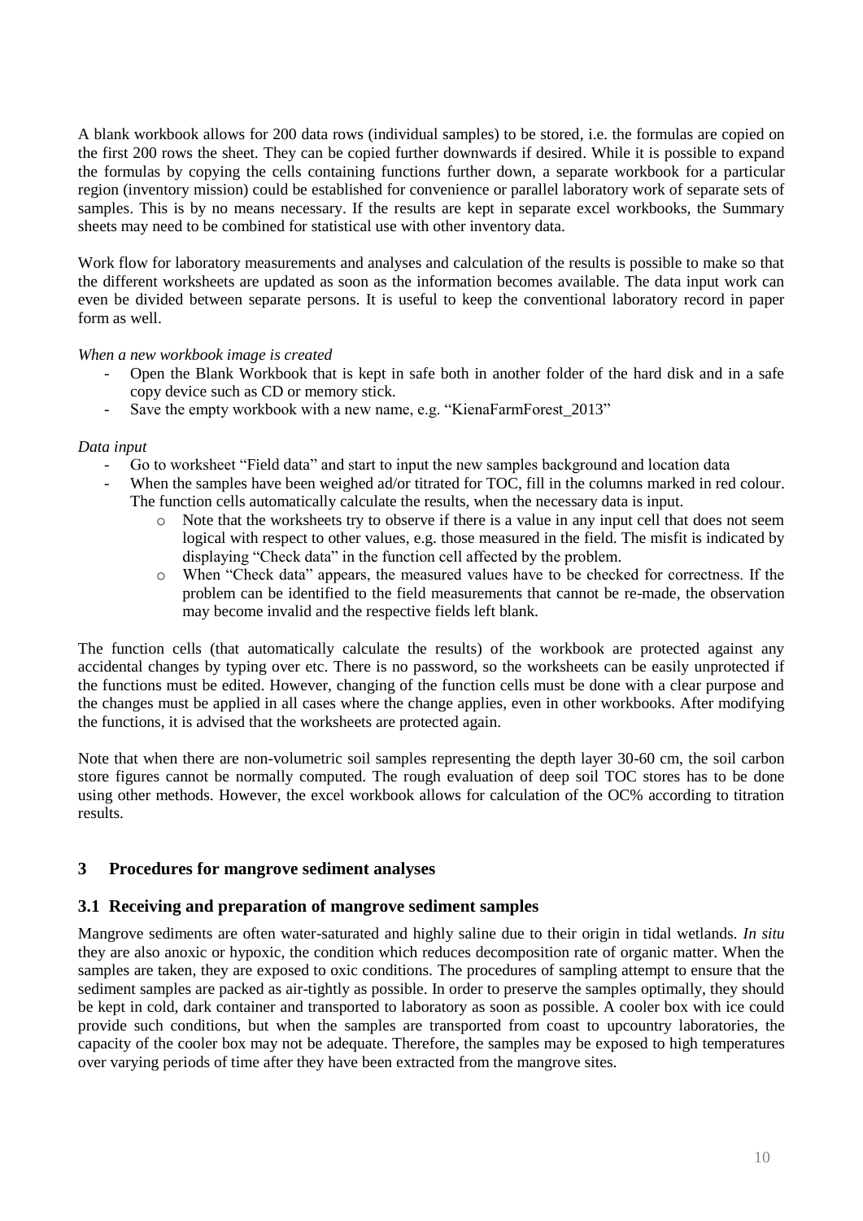A blank workbook allows for 200 data rows (individual samples) to be stored, i.e. the formulas are copied on the first 200 rows the sheet. They can be copied further downwards if desired. While it is possible to expand the formulas by copying the cells containing functions further down, a separate workbook for a particular region (inventory mission) could be established for convenience or parallel laboratory work of separate sets of samples. This is by no means necessary. If the results are kept in separate excel workbooks, the Summary sheets may need to be combined for statistical use with other inventory data.

Work flow for laboratory measurements and analyses and calculation of the results is possible to make so that the different worksheets are updated as soon as the information becomes available. The data input work can even be divided between separate persons. It is useful to keep the conventional laboratory record in paper form as well.

*When a new workbook image is created*

- Open the Blank Workbook that is kept in safe both in another folder of the hard disk and in a safe copy device such as CD or memory stick.
- Save the empty workbook with a new name, e.g. "KienaFarmForest_2013"

*Data input*

- Go to worksheet "Field data" and start to input the new samples background and location data
- When the samples have been weighed ad/or titrated for TOC, fill in the columns marked in red colour. The function cells automatically calculate the results, when the necessary data is input.
    - Note that the worksheets try to observe if there is a value in any input cell that does not seem logical with respect to other values, e.g. those measured in the field. The misfit is indicated by displaying "Check data" in the function cell affected by the problem.
    - When "Check data" appears, the measured values have to be checked for correctness. If the problem can be identified to the field measurements that cannot be re-made, the observation may become invalid and the respective fields left blank.

The function cells (that automatically calculate the results) of the workbook are protected against any accidental changes by typing over etc. There is no password, so the worksheets can be easily unprotected if the functions must be edited. However, changing of the function cells must be done with a clear purpose and the changes must be applied in all cases where the change applies, even in other workbooks. After modifying the functions, it is advised that the worksheets are protected again.

Note that when there are non-volumetric soil samples representing the depth layer 30-60 cm, the soil carbon store figures cannot be normally computed. The rough evaluation of deep soil TOC stores has to be done using other methods. However, the excel workbook allows for calculation of the OC% according to titration results.

## 3 Procedures for mangrove sediment analyses

### 3.1 Receiving and preparation of mangrove sediment samples

Mangrove sediments are often water-saturated and highly saline due to their origin in tidal wetlands. *In situ* they are also anoxic or hypoxic, the condition which reduces decomposition rate of organic matter. When the samples are taken, they are exposed to oxic conditions. The procedures of sampling attempt to ensure that the sediment samples are packed as air-tightly as possible. In order to preserve the samples optimally, they should be kept in cold, dark container and transported to laboratory as soon as possible. A cooler box with ice could provide such conditions, but when the samples are transported from coast to upcountry laboratories, the capacity of the cooler box may not be adequate. Therefore, the samples may be exposed to high temperatures over varying periods of time after they have been extracted from the mangrove sites.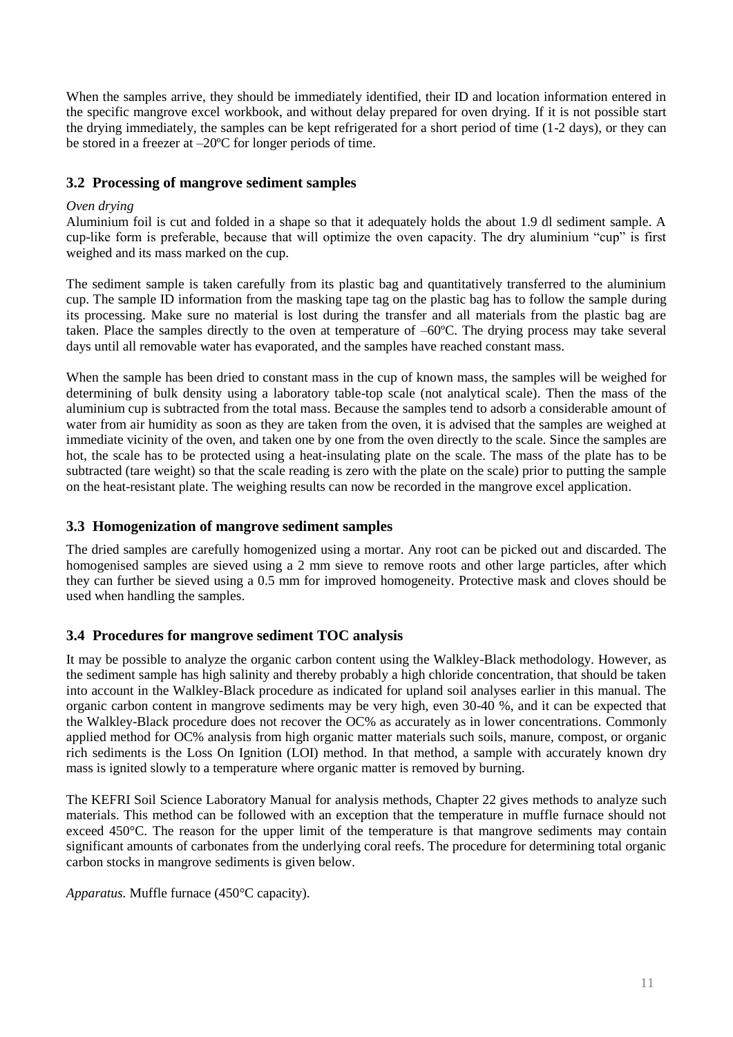When the samples arrive, they should be immediately identified, their ID and location information entered in the specific mangrove excel workbook, and without delay prepared for oven drying. If it is not possible start the drying immediately, the samples can be kept refrigerated for a short period of time (1-2 days), or they can be stored in a freezer at –20ºC for longer periods of time.

## 3.2 Processing of mangrove sediment samples

*Oven drying*

Aluminium foil is cut and folded in a shape so that it adequately holds the about 1.9 dl sediment sample. A cup-like form is preferable, because that will optimize the oven capacity. The dry aluminium "cup" is first weighed and its mass marked on the cup.

The sediment sample is taken carefully from its plastic bag and quantitatively transferred to the aluminium cup. The sample ID information from the masking tape tag on the plastic bag has to follow the sample during its processing. Make sure no material is lost during the transfer and all materials from the plastic bag are taken. Place the samples directly to the oven at temperature of –60ºC. The drying process may take several days until all removable water has evaporated, and the samples have reached constant mass.

When the sample has been dried to constant mass in the cup of known mass, the samples will be weighed for determining of bulk density using a laboratory table-top scale (not analytical scale). Then the mass of the aluminium cup is subtracted from the total mass. Because the samples tend to adsorb a considerable amount of water from air humidity as soon as they are taken from the oven, it is advised that the samples are weighed at immediate vicinity of the oven, and taken one by one from the oven directly to the scale. Since the samples are hot, the scale has to be protected using a heat-insulating plate on the scale. The mass of the plate has to be subtracted (tare weight) so that the scale reading is zero with the plate on the scale) prior to putting the sample on the heat-resistant plate. The weighing results can now be recorded in the mangrove excel application.

## 3.3 Homogenization of mangrove sediment samples

The dried samples are carefully homogenized using a mortar. Any root can be picked out and discarded. The homogenised samples are sieved using a 2 mm sieve to remove roots and other large particles, after which they can further be sieved using a 0.5 mm for improved homogeneity. Protective mask and cloves should be used when handling the samples.

## 3.4 Procedures for mangrove sediment TOC analysis

It may be possible to analyze the organic carbon content using the Walkley-Black methodology. However, as the sediment sample has high salinity and thereby probably a high chloride concentration, that should be taken into account in the Walkley-Black procedure as indicated for upland soil analyses earlier in this manual. The organic carbon content in mangrove sediments may be very high, even 30-40 %, and it can be expected that the Walkley-Black procedure does not recover the OC% as accurately as in lower concentrations. Commonly applied method for OC% analysis from high organic matter materials such soils, manure, compost, or organic rich sediments is the Loss On Ignition (LOI) method. In that method, a sample with accurately known dry mass is ignited slowly to a temperature where organic matter is removed by burning.

The KEFRI Soil Science Laboratory Manual for analysis methods, Chapter 22 gives methods to analyze such materials. This method can be followed with an exception that the temperature in muffle furnace should not exceed 450°C. The reason for the upper limit of the temperature is that mangrove sediments may contain significant amounts of carbonates from the underlying coral reefs. The procedure for determining total organic carbon stocks in mangrove sediments is given below.

*Apparatus.* Muffle furnace (450°C capacity).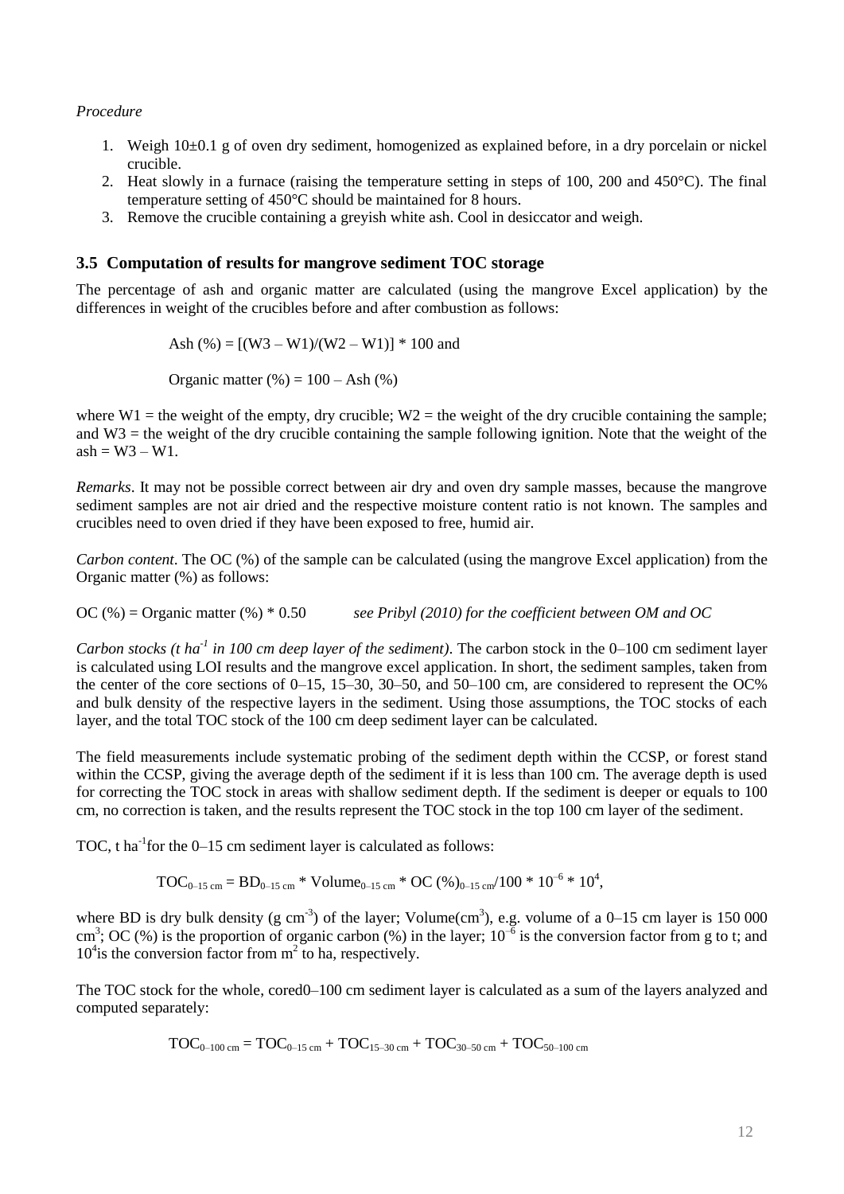*Procedure*

1. Weigh 10±0.1 g of oven dry sediment, homogenized as explained before, in a dry porcelain or nickel crucible.
2. Heat slowly in a furnace (raising the temperature setting in steps of 100, 200 and 450°C). The final temperature setting of 450°C should be maintained for 8 hours.
3. Remove the crucible containing a greyish white ash. Cool in desiccator and weigh.

### 3.5 Computation of results for mangrove sediment TOC storage

The percentage of ash and organic matter are calculated (using the mangrove Excel application) by the differences in weight of the crucibles before and after combustion as follows:

$$\text{Ash } (\%) = [(W3 - W1)/(W2 - W1)] * 100 \text{ and}$$

$$\text{Organic matter } (\%) = 100 - \text{Ash } (\%)$$

where W1 = the weight of the empty, dry crucible; W2 = the weight of the dry crucible containing the sample; and W3 = the weight of the dry crucible containing the sample following ignition. Note that the weight of the ash = W3 – W1.

*Remarks*. It may not be possible correct between air dry and oven dry sample masses, because the mangrove sediment samples are not air dried and the respective moisture content ratio is not known. The samples and crucibles need to oven dried if they have been exposed to free, humid air.

*Carbon content*. The OC (%) of the sample can be calculated (using the mangrove Excel application) from the Organic matter (%) as follows:

OC (%) = Organic matter (%) * 0.50 *see Pribyl (2010) for the coefficient between OM and OC*

*Carbon stocks (t ha$^{-1}$ in 100 cm deep layer of the sediment)*. The carbon stock in the 0–100 cm sediment layer is calculated using LOI results and the mangrove excel application. In short, the sediment samples, taken from the center of the core sections of 0–15, 15–30, 30–50, and 50–100 cm, are considered to represent the OC% and bulk density of the respective layers in the sediment. Using those assumptions, the TOC stocks of each layer, and the total TOC stock of the 100 cm deep sediment layer can be calculated.

The field measurements include systematic probing of the sediment depth within the CCSP, or forest stand within the CCSP, giving the average depth of the sediment if it is less than 100 cm. The average depth is used for correcting the TOC stock in areas with shallow sediment depth. If the sediment is deeper or equals to 100 cm, no correction is taken, and the results represent the TOC stock in the top 100 cm layer of the sediment.

TOC, t ha$^{-1}$for the 0–15 cm sediment layer is calculated as follows:

$$TOC_{0\text{–}15\ cm} = BD_{0\text{–}15\ cm} * Volume_{0\text{–}15\ cm} * OC\ (\%)_{0\text{–}15\ cm}/100 * 10^{-6} * 10^{4},$$

where BD is dry bulk density (g cm$^{-3}$) of the layer; Volume(cm$^{3}$), e.g. volume of a 0–15 cm layer is 150 000 cm$^{3}$; OC (%) is the proportion of organic carbon (%) in the layer; $10^{-6}$ is the conversion factor from g to t; and $10^{4}$is the conversion factor from m$^{2}$ to ha, respectively.

The TOC stock for the whole, cored0–100 cm sediment layer is calculated as a sum of the layers analyzed and computed separately:

$$TOC_{0\text{–}100\ cm} = TOC_{0\text{–}15\ cm} + TOC_{15\text{–}30\ cm} + TOC_{30\text{–}50\ cm} + TOC_{50\text{–}100\ cm}$$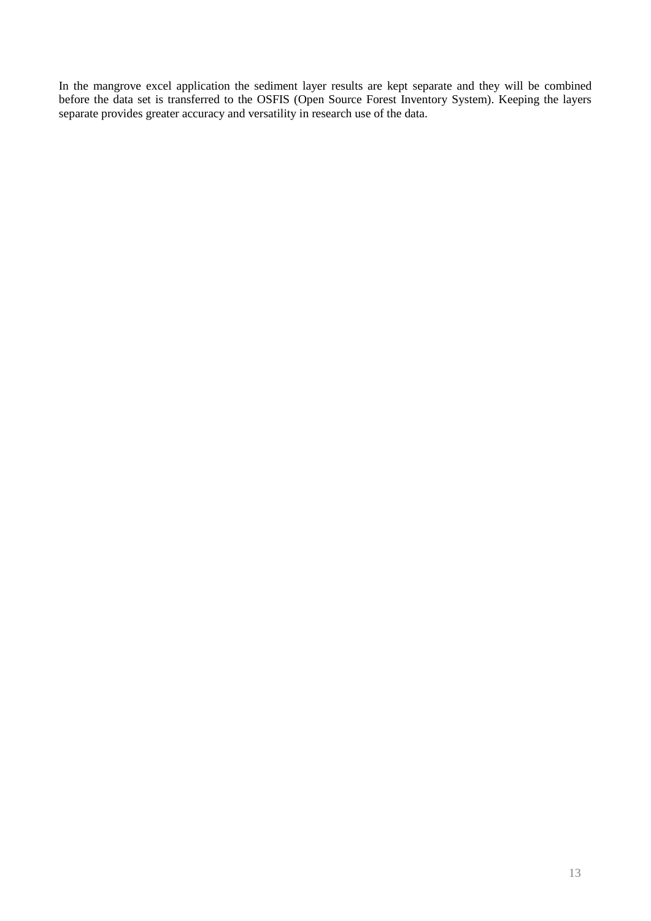In the mangrove excel application the sediment layer results are kept separate and they will be combined before the data set is transferred to the OSFIS (Open Source Forest Inventory System). Keeping the layers separate provides greater accuracy and versatility in research use of the data.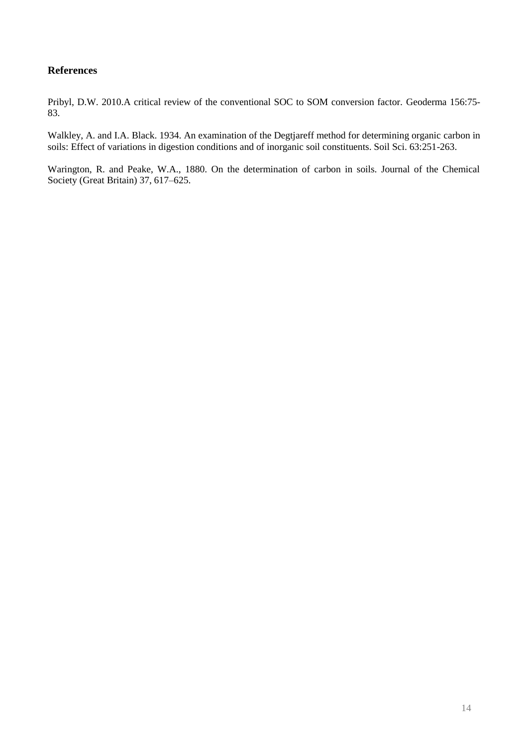## References

Pribyl, D.W. 2010.A critical review of the conventional SOC to SOM conversion factor. Geoderma 156:75-83.

Walkley, A. and I.A. Black. 1934. An examination of the Degtjareff method for determining organic carbon in soils: Effect of variations in digestion conditions and of inorganic soil constituents. Soil Sci. 63:251-263.

Warington, R. and Peake, W.A., 1880. On the determination of carbon in soils. Journal of the Chemical Society (Great Britain) 37, 617–625.